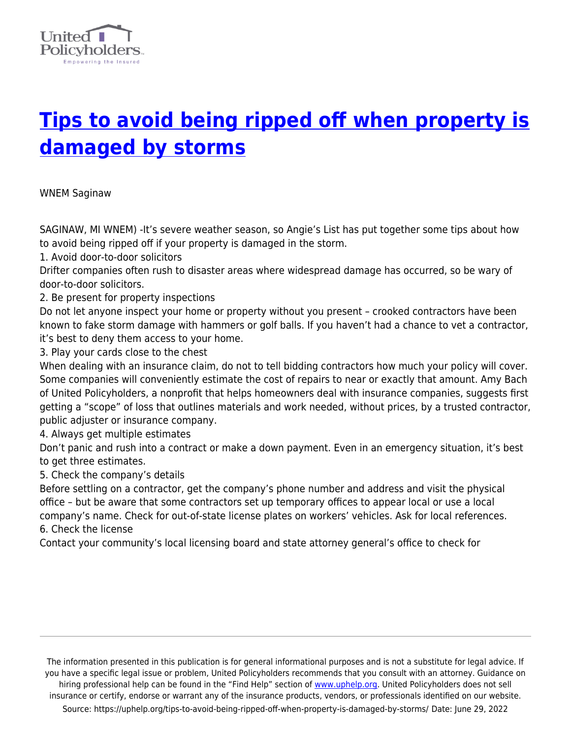# [Tips to avoid being ripped off when property is damaged by storms](https://uphelp.org/tips-to-avoid-being-ripped-off-when-property-is-damaged-by-storms/)

WNEM Saginaw

SAGINAW, MI WNEM) -It's severe weather season, so Angie's List has put together some tips about how to avoid being ripped off if your property is damaged in the storm.

1. Avoid door-to-door solicitors

Drifter companies often rush to disaster areas where widespread damage has occurred, so be wary of door-to-door solicitors.

2. Be present for property inspections

Do not let anyone inspect your home or property without you present – crooked contractors have been known to fake storm damage with hammers or golf balls. If you haven't had a chance to vet a contractor, it's best to deny them access to your home.

3. Play your cards close to the chest

When dealing with an insurance claim, do not to tell bidding contractors how much your policy will cover. Some companies will conveniently estimate the cost of repairs to near or exactly that amount. Amy Bach of United Policyholders, a nonprofit that helps homeowners deal with insurance companies, suggests first getting a "scope" of loss that outlines materials and work needed, without prices, by a trusted contractor, public adjuster or insurance company.

4. Always get multiple estimates

Don't panic and rush into a contract or make a down payment. Even in an emergency situation, it's best to get three estimates.

5. Check the company's details

Before settling on a contractor, get the company's phone number and address and visit the physical office – but be aware that some contractors set up temporary offices to appear local or use a local company's name. Check for out-of-state license plates on workers' vehicles. Ask for local references.

6. Check the license

Contact your community's local licensing board and state attorney general's office to check for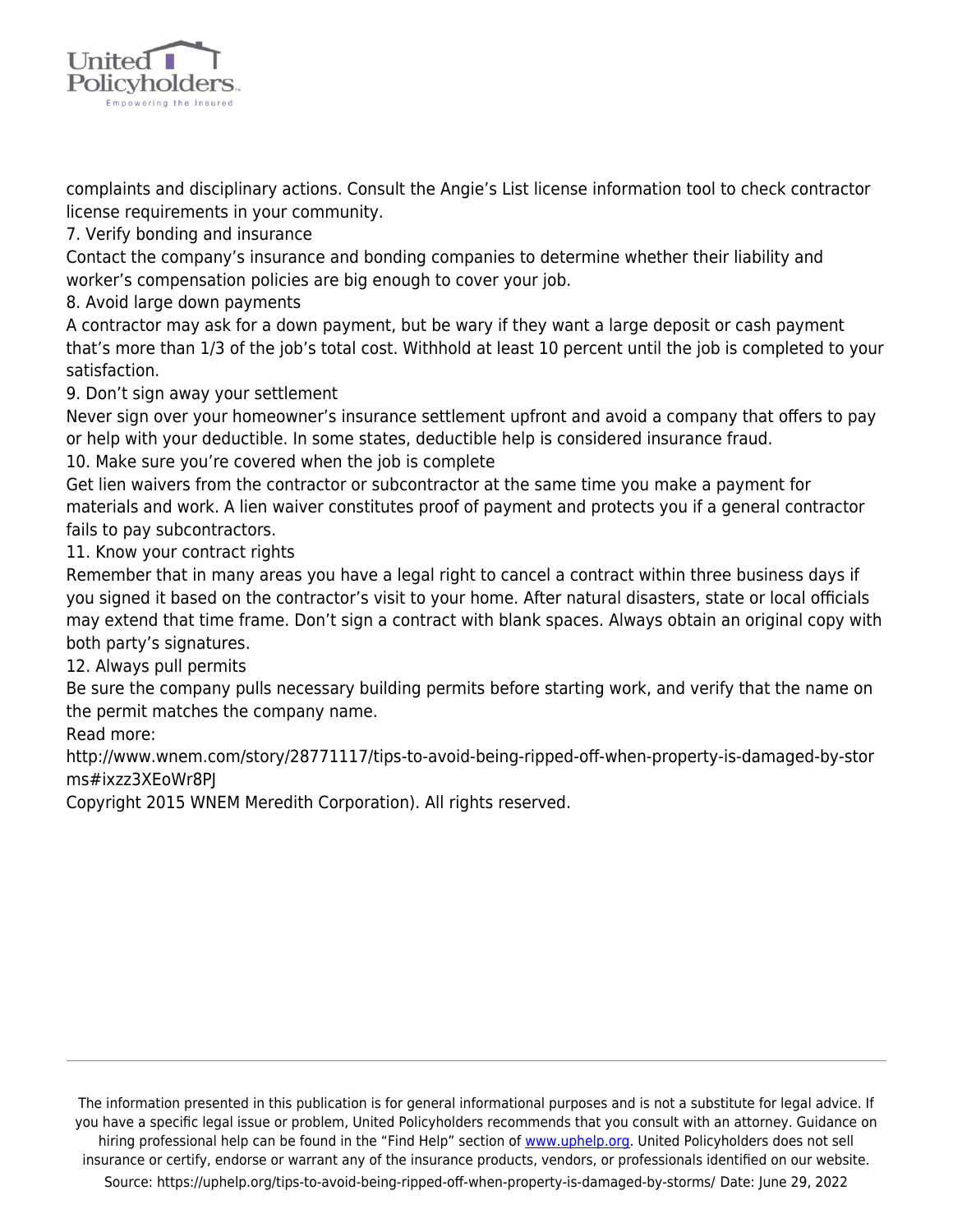complaints and disciplinary actions. Consult the Angie's List license information tool to check contractor license requirements in your community.

7. Verify bonding and insurance

Contact the company's insurance and bonding companies to determine whether their liability and worker's compensation policies are big enough to cover your job.

8. Avoid large down payments

A contractor may ask for a down payment, but be wary if they want a large deposit or cash payment that's more than 1/3 of the job's total cost. Withhold at least 10 percent until the job is completed to your satisfaction.

9. Don't sign away your settlement

Never sign over your homeowner's insurance settlement upfront and avoid a company that offers to pay or help with your deductible. In some states, deductible help is considered insurance fraud.

10. Make sure you're covered when the job is complete

Get lien waivers from the contractor or subcontractor at the same time you make a payment for materials and work. A lien waiver constitutes proof of payment and protects you if a general contractor fails to pay subcontractors.

11. Know your contract rights

Remember that in many areas you have a legal right to cancel a contract within three business days if you signed it based on the contractor's visit to your home. After natural disasters, state or local officials may extend that time frame. Don't sign a contract with blank spaces. Always obtain an original copy with both party's signatures.

12. Always pull permits

Be sure the company pulls necessary building permits before starting work, and verify that the name on the permit matches the company name.

Read more:
http://www.wnem.com/story/28771117/tips-to-avoid-being-ripped-off-when-property-is-damaged-by-storms#ixzz3XEoWr8PJ

Copyright 2015 WNEM Meredith Corporation). All rights reserved.